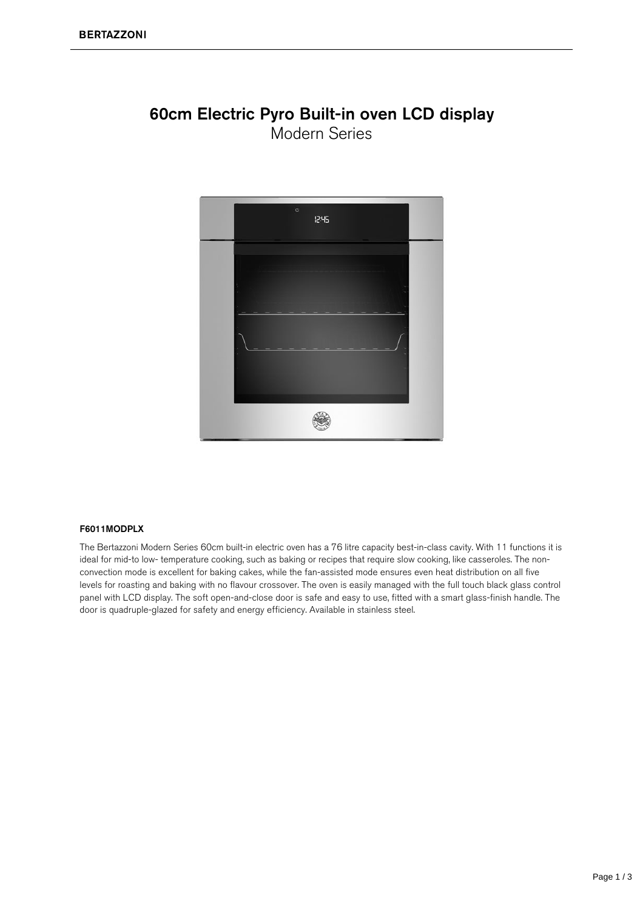# 60cm Electric Pyro Built-in oven LCD display

Modern Series

**F6011MODPLX**

The Bertazzoni Modern Series 60cm built-in electric oven has a 76 litre capacity best-in-class cavity. With 11 functions it is ideal for mid-to low- temperature cooking, such as baking or recipes that require slow cooking, like casseroles. The non-convection mode is excellent for baking cakes, while the fan-assisted mode ensures even heat distribution on all five levels for roasting and baking with no flavour crossover. The oven is easily managed with the full touch black glass control panel with LCD display. The soft open-and-close door is safe and easy to use, fitted with a smart glass-finish handle. The door is quadruple-glazed for safety and energy efficiency. Available in stainless steel.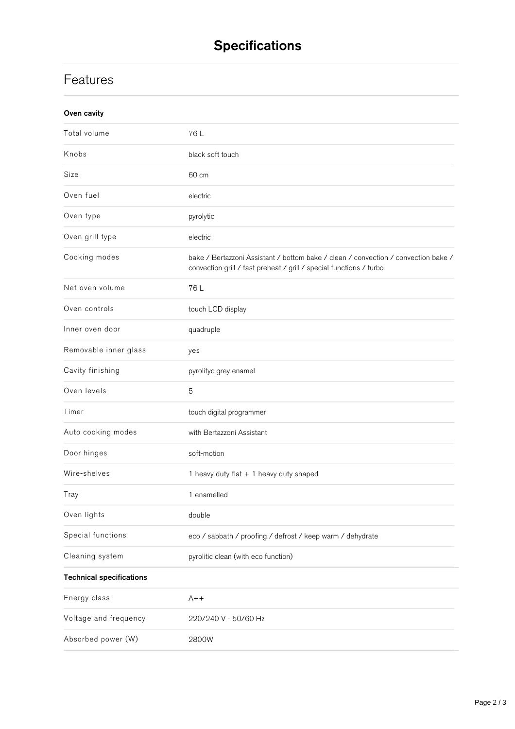# Specifications

## Features

| **Oven cavity** | |
|---|---|
| Total volume | 76 L |
| Knobs | black soft touch |
| Size | 60 cm |
| Oven fuel | electric |
| Oven type | pyrolytic |
| Oven grill type | electric |
| Cooking modes | bake / Bertazzoni Assistant / bottom bake / clean / convection / convection bake / convection grill / fast preheat / grill / special functions / turbo |
| Net oven volume | 76 L |
| Oven controls | touch LCD display |
| Inner oven door | quadruple |
| Removable inner glass | yes |
| Cavity finishing | pyrolityc grey enamel |
| Oven levels | 5 |
| Timer | touch digital programmer |
| Auto cooking modes | with Bertazzoni Assistant |
| Door hinges | soft-motion |
| Wire-shelves | 1 heavy duty flat + 1 heavy duty shaped |
| Tray | 1 enamelled |
| Oven lights | double |
| Special functions | eco / sabbath / proofing / defrost / keep warm / dehydrate |
| Cleaning system | pyrolitic clean (with eco function) |
| **Technical specifications** | |
| Energy class | A++ |
| Voltage and frequency | 220/240 V - 50/60 Hz |
| Absorbed power (W) | 2800W |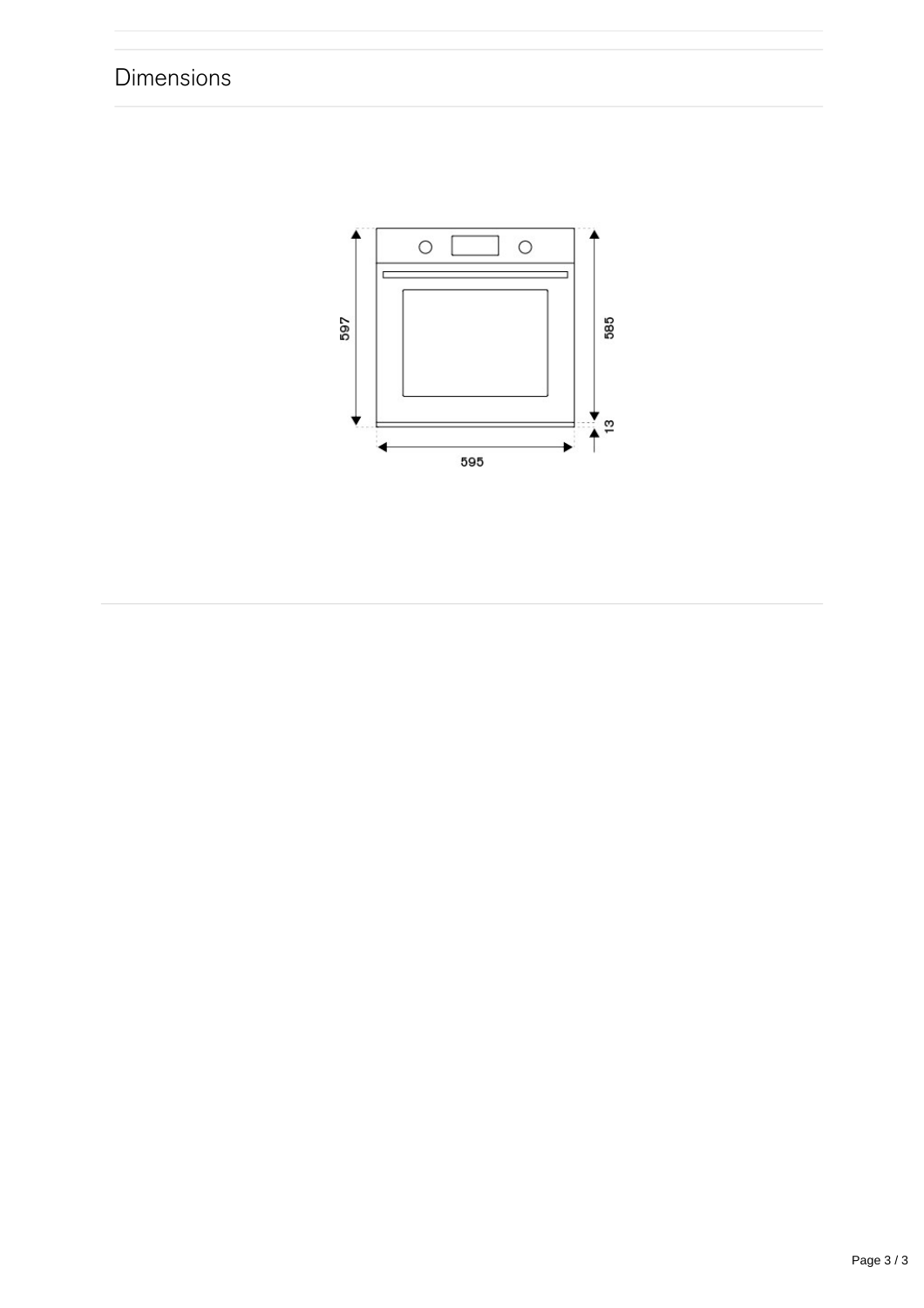## Dimensions

597

585

13

595